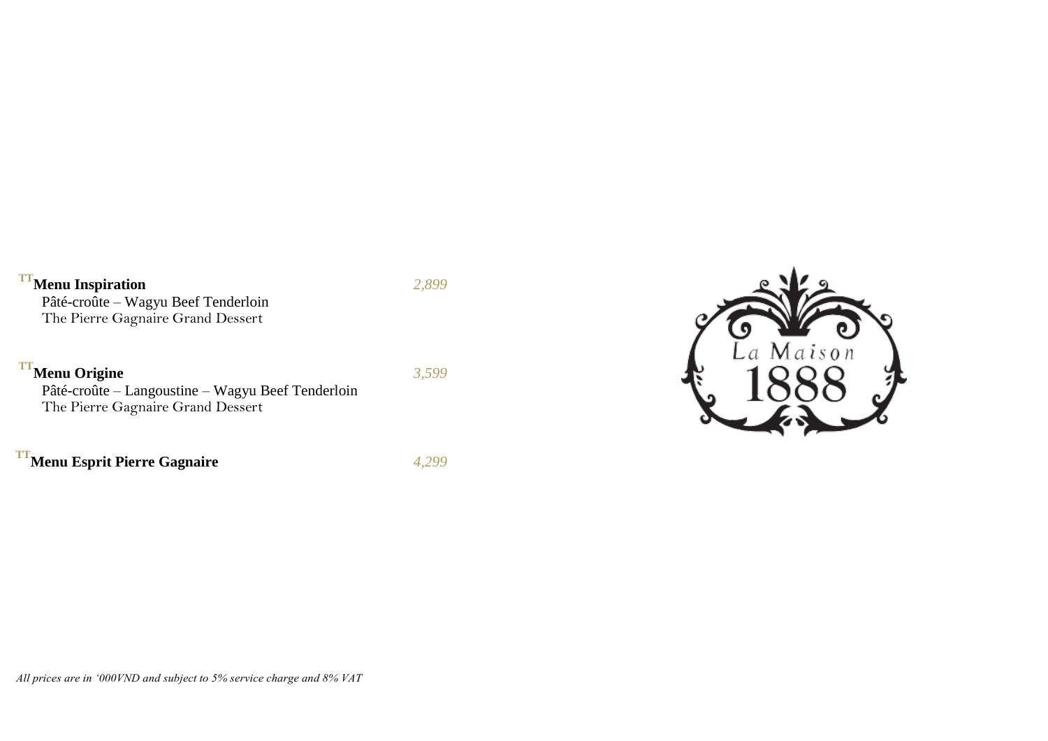**[TT]Menu Inspiration** *2,899*

Pâté-croûte – Wagyu Beef Tenderloin
The Pierre Gagnaire Grand Dessert

**[TT]Menu Origine** *3,599*

Pâté-croûte – Langoustine – Wagyu Beef Tenderloin
The Pierre Gagnaire Grand Dessert

**[TT]Menu Esprit Pierre Gagnaire** *4,299*

La Maison
1888

*All prices are in '000VND and subject to 5% service charge and 8% VAT*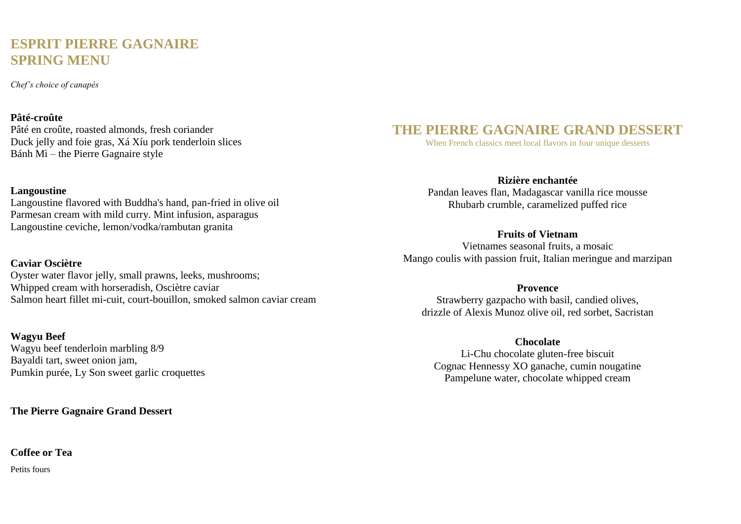# ESPRIT PIERRE GAGNAIRE
# SPRING MENU

*Chef's choice of canapés*

**Pâté-croûte**
Pâté en croûte, roasted almonds, fresh coriander
Duck jelly and foie gras, Xá Xíu pork tenderloin slices
Bánh Mì – the Pierre Gagnaire style

**Langoustine**
Langoustine flavored with Buddha's hand, pan-fried in olive oil
Parmesan cream with mild curry. Mint infusion, asparagus
Langoustine ceviche, lemon/vodka/rambutan granita

**Caviar Osciètre**
Oyster water flavor jelly, small prawns, leeks, mushrooms;
Whipped cream with horseradish, Osciètre caviar
Salmon heart fillet mi-cuit, court-bouillon, smoked salmon caviar cream

**Wagyu Beef**
Wagyu beef tenderloin marbling 8/9
Bayaldi tart, sweet onion jam,
Pumkin purée, Ly Son sweet garlic croquettes

**The Pierre Gagnaire Grand Dessert**

**Coffee or Tea**
Petits fours

## THE PIERRE GAGNAIRE GRAND DESSERT

When French classics meet local flavors in four unique desserts

**Rizière enchantée**
Pandan leaves flan, Madagascar vanilla rice mousse
Rhubarb crumble, caramelized puffed rice

**Fruits of Vietnam**
Vietnames seasonal fruits, a mosaic
Mango coulis with passion fruit, Italian meringue and marzipan

**Provence**
Strawberry gazpacho with basil, candied olives,
drizzle of Alexis Munoz olive oil, red sorbet, Sacristan

**Chocolate**
Li-Chu chocolate gluten-free biscuit
Cognac Hennessy XO ganache, cumin nougatine
Pampelune water, chocolate whipped cream